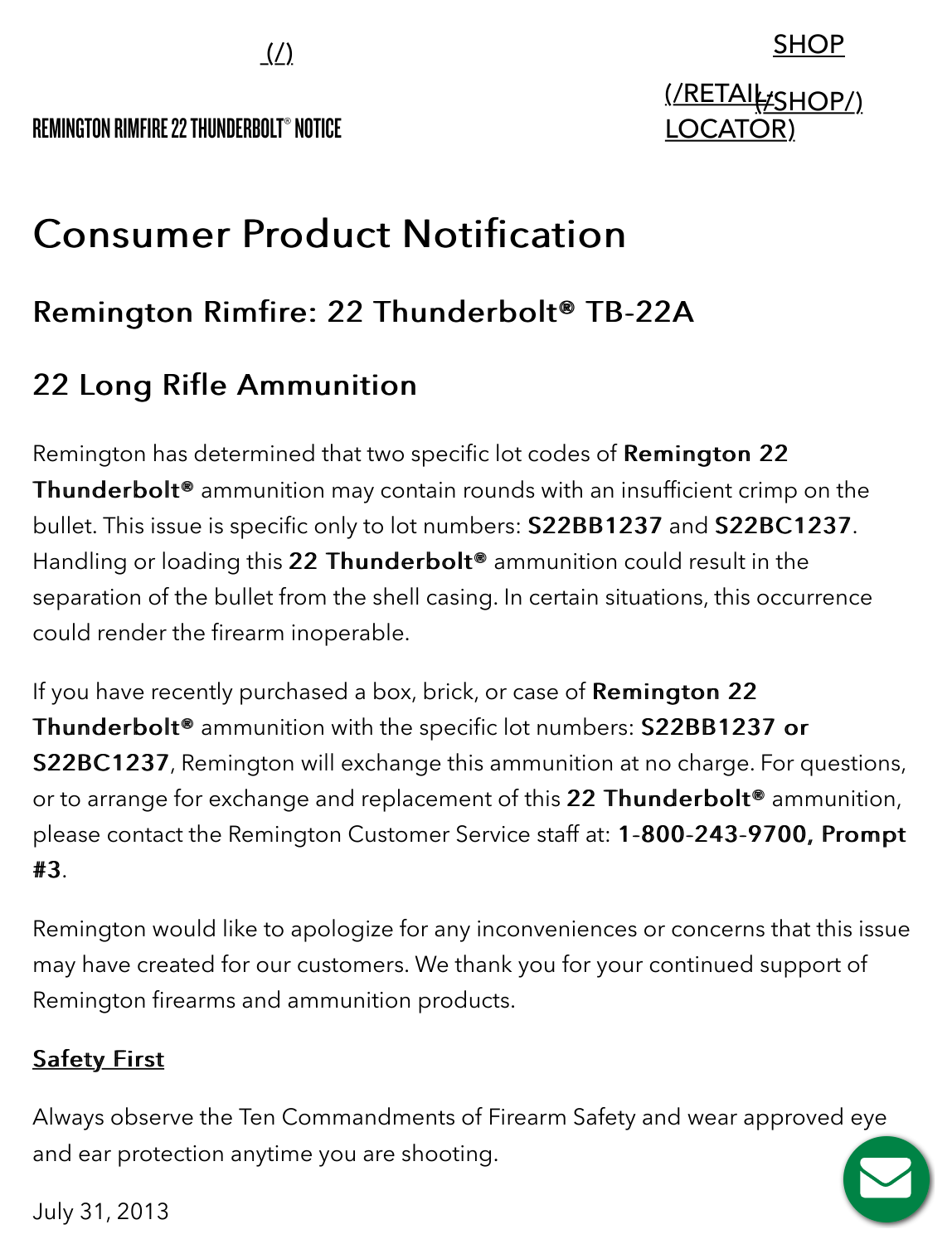REMINGTON RIMFIRE 22 THUNDERBOLT® NOTICE

# Consumer Product Notification

## Remington Rimfire: 22 Thunderbolt® TB-22A

## 22 Long Rifle Ammunition

Remington has determined that two specific lot codes of **Remington 22 Thunderbolt®** ammunition may contain rounds with an insufficient crimp on the bullet. This issue is specific only to lot numbers: **S22BB1237** and **S22BC1237**. Handling or loading this **22 Thunderbolt®** ammunition could result in the separation of the bullet from the shell casing. In certain situations, this occurrence could render the firearm inoperable.

If you have recently purchased a box, brick, or case of **Remington 22 Thunderbolt®** ammunition with the specific lot numbers: **S22BB1237 or S22BC1237**, Remington will exchange this ammunition at no charge. For questions, or to arrange for exchange and replacement of this **22 Thunderbolt®** ammunition, please contact the Remington Customer Service staff at: **1-800-243-9700, Prompt #3**.

Remington would like to apologize for any inconveniences or concerns that this issue may have created for our customers. We thank you for your continued support of Remington firearms and ammunition products.

**Safety First**

Always observe the Ten Commandments of Firearm Safety and wear approved eye and ear protection anytime you are shooting.

July 31, 2013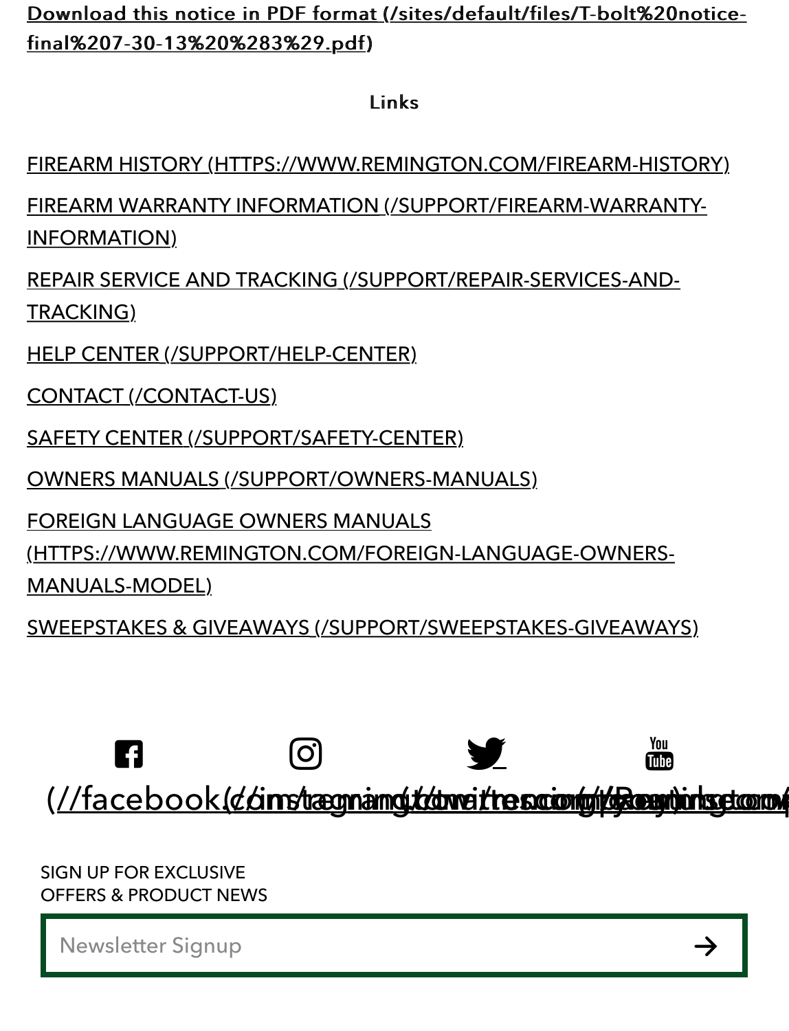[Download this notice in PDF format (/sites/default/files/T-bolt%20notice-final%207-30-13%20%283%29.pdf)](/sites/default/files/T-bolt%20notice-final%207-30-13%20%283%29.pdf)

## Links

- [FIREARM HISTORY (HTTPS://WWW.REMINGTON.COM/FIREARM-HISTORY)](https://www.remington.com/firearm-history)
- [FIREARM WARRANTY INFORMATION (/SUPPORT/FIREARM-WARRANTY-INFORMATION)](/support/firearm-warranty-information)
- [REPAIR SERVICE AND TRACKING (/SUPPORT/REPAIR-SERVICES-AND-TRACKING)](/support/repair-services-and-tracking)
- [HELP CENTER (/SUPPORT/HELP-CENTER)](/support/help-center)
- [CONTACT (/CONTACT-US)](/contact-us)
- [SAFETY CENTER (/SUPPORT/SAFETY-CENTER)](/support/safety-center)
- [OWNERS MANUALS (/SUPPORT/OWNERS-MANUALS)](/support/owners-manuals)
- [FOREIGN LANGUAGE OWNERS MANUALS (HTTPS://WWW.REMINGTON.COM/FOREIGN-LANGUAGE-OWNERS-MANUALS-MODEL)](https://www.remington.com/foreign-language-owners-manuals-model)
- [SWEEPSTAKES & GIVEAWAYS (/SUPPORT/SWEEPSTAKES-GIVEAWAYS)](/support/sweepstakes-giveaways)

(//facebook.com/remington) (//instagram.com/remington) (//twitter.com/remington) (//youtube.com/remington)

SIGN UP FOR EXCLUSIVE OFFERS & PRODUCT NEWS

Newsletter Signup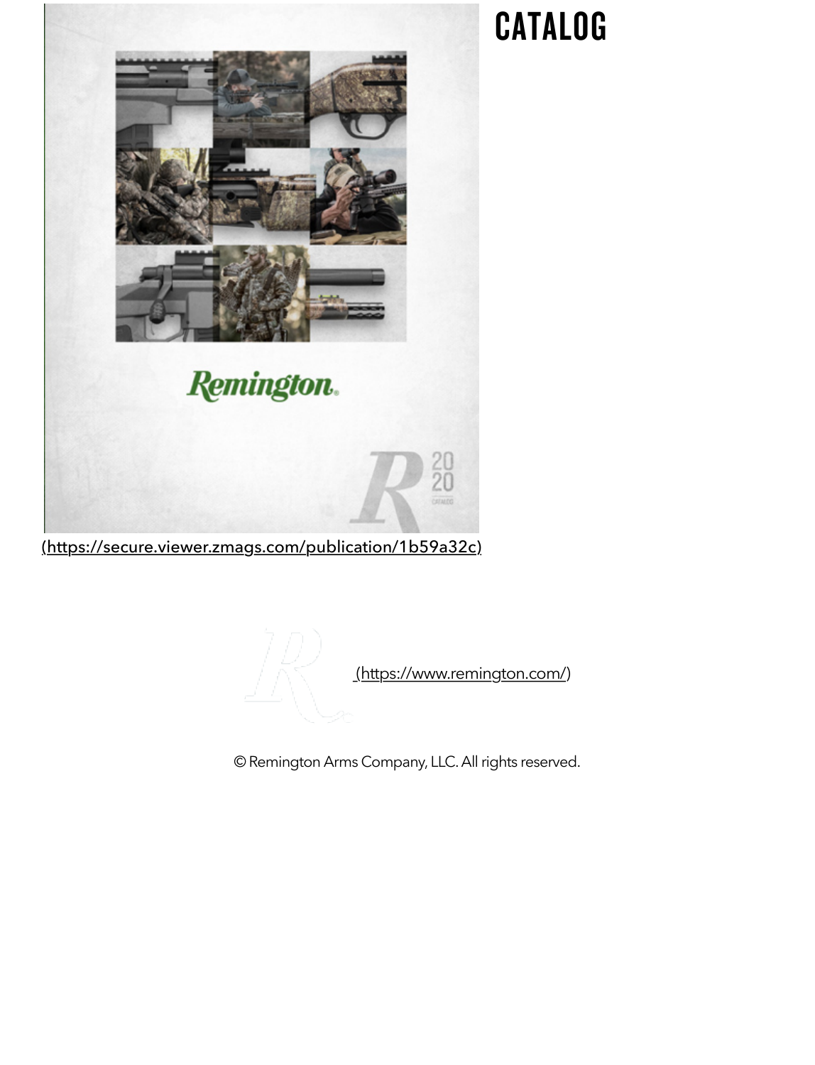# CATALOG

(https://secure.viewer.zmags.com/publication/1b59a32c)

(https://www.remington.com/)

© Remington Arms Company, LLC. All rights reserved.